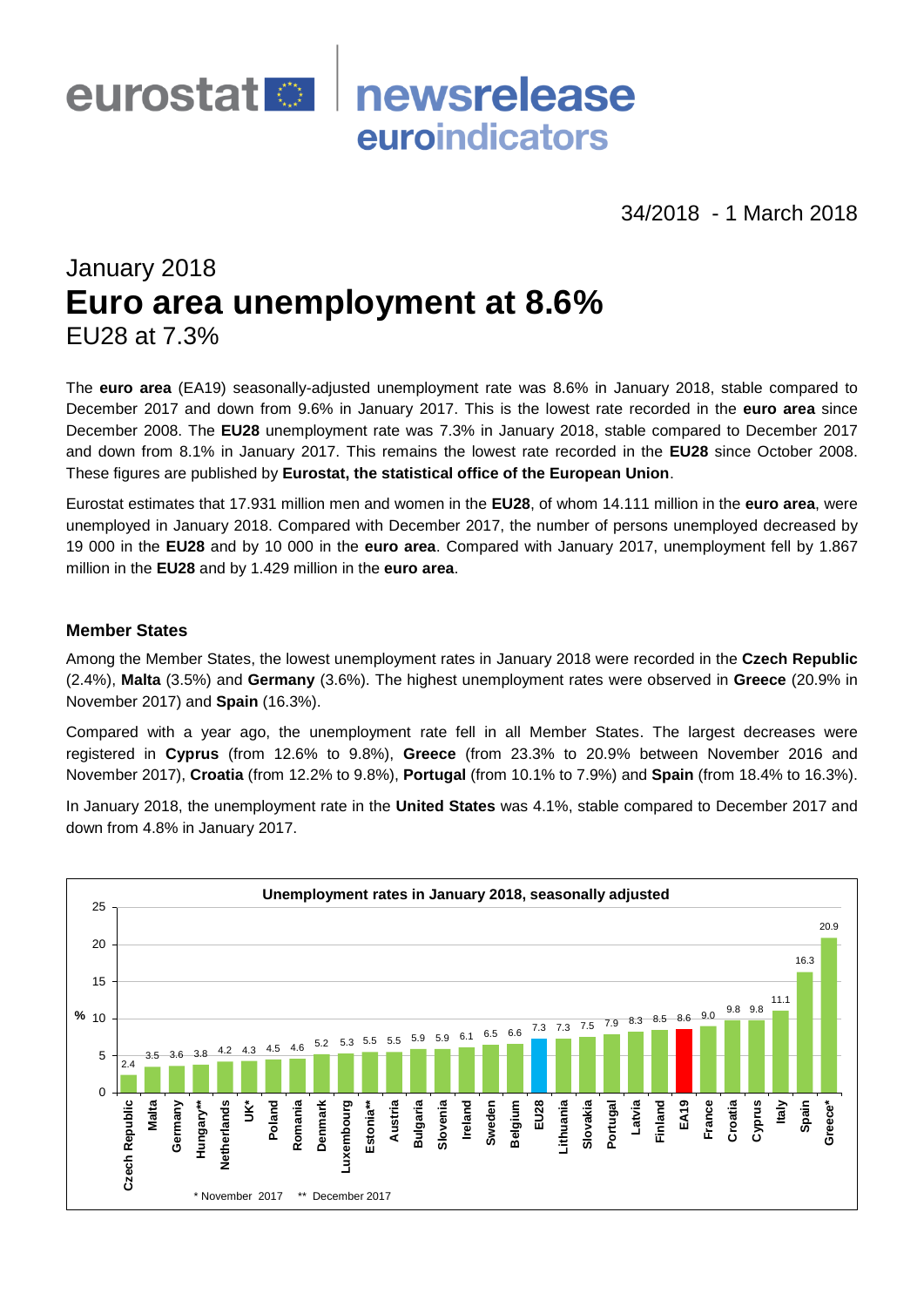eurostat newsrelease euroindicators

34/2018 - 1 March 2018

# January 2018
# Euro area unemployment at 8.6%
## EU28 at 7.3%

The **euro area** (EA19) seasonally-adjusted unemployment rate was 8.6% in January 2018, stable compared to December 2017 and down from 9.6% in January 2017. This is the lowest rate recorded in the **euro area** since December 2008. The **EU28** unemployment rate was 7.3% in January 2018, stable compared to December 2017 and down from 8.1% in January 2017. This remains the lowest rate recorded in the **EU28** since October 2008. These figures are published by **Eurostat, the statistical office of the European Union**.

Eurostat estimates that 17.931 million men and women in the **EU28**, of whom 14.111 million in the **euro area**, were unemployed in January 2018. Compared with December 2017, the number of persons unemployed decreased by 19 000 in the **EU28** and by 10 000 in the **euro area**. Compared with January 2017, unemployment fell by 1.867 million in the **EU28** and by 1.429 million in the **euro area**.

### Member States

Among the Member States, the lowest unemployment rates in January 2018 were recorded in the **Czech Republic** (2.4%), **Malta** (3.5%) and **Germany** (3.6%). The highest unemployment rates were observed in **Greece** (20.9% in November 2017) and **Spain** (16.3%).

Compared with a year ago, the unemployment rate fell in all Member States. The largest decreases were registered in **Cyprus** (from 12.6% to 9.8%), **Greece** (from 23.3% to 20.9% between November 2016 and November 2017), **Croatia** (from 12.2% to 9.8%), **Portugal** (from 10.1% to 7.9%) and **Spain** (from 18.4% to 16.3%).

In January 2018, the unemployment rate in the **United States** was 4.1%, stable compared to December 2017 and down from 4.8% in January 2017.

**Unemployment rates in January 2018, seasonally adjusted**

| Country | % |
| --- | --- |
| Czech Republic | 2.4 |
| Malta | 3.5 |
| Germany | 3.6 |
| Hungary** | 3.8 |
| Netherlands | 4.2 |
| UK* | 4.3 |
| Poland | 4.5 |
| Romania | 4.6 |
| Denmark | 5.2 |
| Luxembourg | 5.3 |
| Estonia** | 5.5 |
| Austria | 5.5 |
| Bulgaria | 5.9 |
| Slovenia | 5.9 |
| Ireland | 6.1 |
| Sweden | 6.5 |
| Belgium | 6.6 |
| EU28 | 7.3 |
| Lithuania | 7.3 |
| Slovakia | 7.5 |
| Portugal | 7.9 |
| Latvia | 8.3 |
| Finland | 8.5 |
| EA19 | 8.6 |
| France | 9.0 |
| Croatia | 9.8 |
| Cyprus | 9.8 |
| Italy | 11.1 |
| Spain | 16.3 |
| Greece* | 20.9 |

\* November 2017 ** December 2017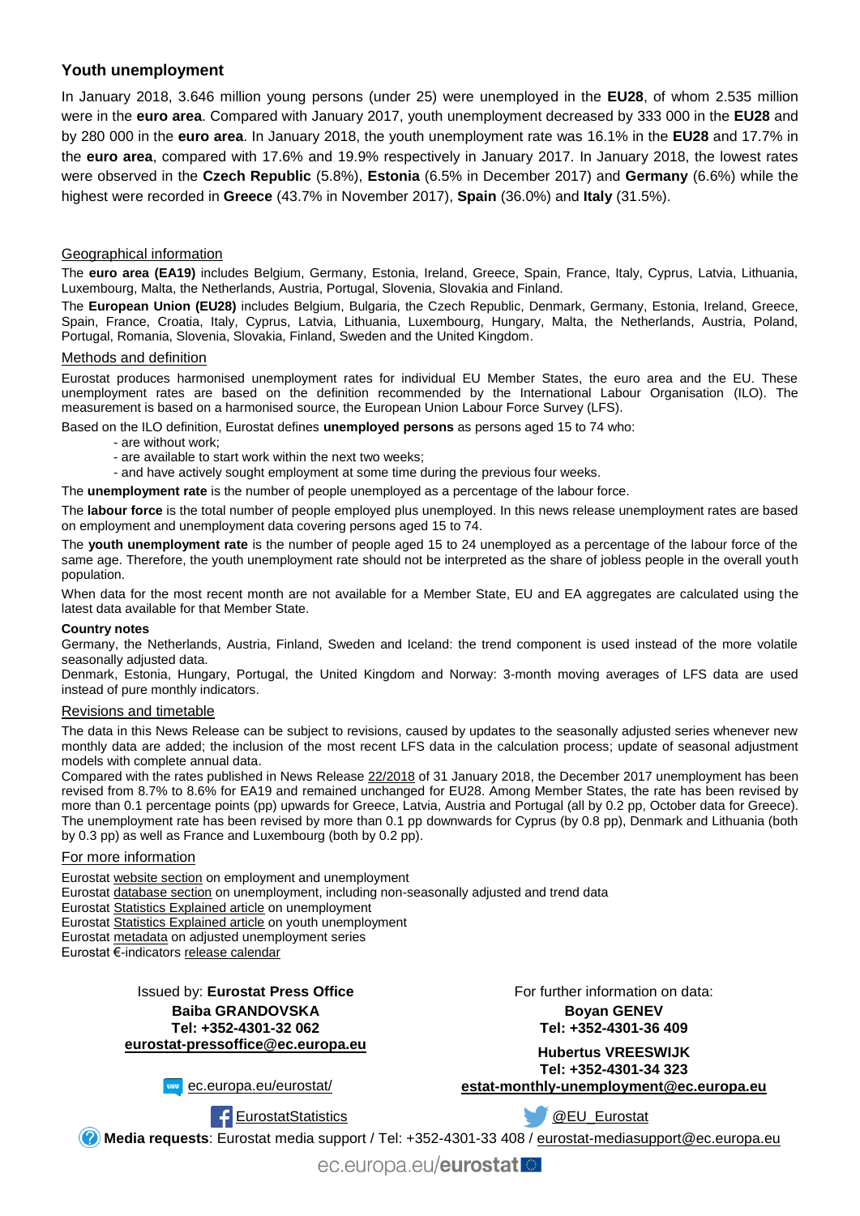## Youth unemployment

In January 2018, 3.646 million young persons (under 25) were unemployed in the **EU28**, of whom 2.535 million were in the **euro area**. Compared with January 2017, youth unemployment decreased by 333 000 in the **EU28** and by 280 000 in the **euro area**. In January 2018, the youth unemployment rate was 16.1% in the **EU28** and 17.7% in the **euro area**, compared with 17.6% and 19.9% respectively in January 2017. In January 2018, the lowest rates were observed in the **Czech Republic** (5.8%), **Estonia** (6.5% in December 2017) and **Germany** (6.6%) while the highest were recorded in **Greece** (43.7% in November 2017), **Spain** (36.0%) and **Italy** (31.5%).

### Geographical information

The **euro area (EA19)** includes Belgium, Germany, Estonia, Ireland, Greece, Spain, France, Italy, Cyprus, Latvia, Lithuania, Luxembourg, Malta, the Netherlands, Austria, Portugal, Slovenia, Slovakia and Finland.

The **European Union (EU28)** includes Belgium, Bulgaria, the Czech Republic, Denmark, Germany, Estonia, Ireland, Greece, Spain, France, Croatia, Italy, Cyprus, Latvia, Lithuania, Luxembourg, Hungary, Malta, the Netherlands, Austria, Poland, Portugal, Romania, Slovenia, Slovakia, Finland, Sweden and the United Kingdom.

### Methods and definition

Eurostat produces harmonised unemployment rates for individual EU Member States, the euro area and the EU. These unemployment rates are based on the definition recommended by the International Labour Organisation (ILO). The measurement is based on a harmonised source, the European Union Labour Force Survey (LFS).

Based on the ILO definition, Eurostat defines **unemployed persons** as persons aged 15 to 74 who:

- are without work;
- are available to start work within the next two weeks;
- and have actively sought employment at some time during the previous four weeks.

The **unemployment rate** is the number of people unemployed as a percentage of the labour force.

The **labour force** is the total number of people employed plus unemployed. In this news release unemployment rates are based on employment and unemployment data covering persons aged 15 to 74.

The **youth unemployment rate** is the number of people aged 15 to 24 unemployed as a percentage of the labour force of the same age. Therefore, the youth unemployment rate should not be interpreted as the share of jobless people in the overall youth population.

When data for the most recent month are not available for a Member State, EU and EA aggregates are calculated using the latest data available for that Member State.

**Country notes**

Germany, the Netherlands, Austria, Finland, Sweden and Iceland: the trend component is used instead of the more volatile seasonally adjusted data.

Denmark, Estonia, Hungary, Portugal, the United Kingdom and Norway: 3-month moving averages of LFS data are used instead of pure monthly indicators.

### Revisions and timetable

The data in this News Release can be subject to revisions, caused by updates to the seasonally adjusted series whenever new monthly data are added; the inclusion of the most recent LFS data in the calculation process; update of seasonal adjustment models with complete annual data.

Compared with the rates published in News Release 22/2018 of 31 January 2018, the December 2017 unemployment has been revised from 8.7% to 8.6% for EA19 and remained unchanged for EU28. Among Member States, the rate has been revised by more than 0.1 percentage points (pp) upwards for Greece, Latvia, Austria and Portugal (all by 0.2 pp, October data for Greece). The unemployment rate has been revised by more than 0.1 pp downwards for Cyprus (by 0.8 pp), Denmark and Lithuania (both by 0.3 pp) as well as France and Luxembourg (both by 0.2 pp).

### For more information

Eurostat website section on employment and unemployment
Eurostat database section on unemployment, including non-seasonally adjusted and trend data
Eurostat Statistics Explained article on unemployment
Eurostat Statistics Explained article on youth unemployment
Eurostat metadata on adjusted unemployment series
Eurostat €-indicators release calendar

Issued by: **Eurostat Press Office**
**Baiba GRANDOVSKA**
**Tel: +352-4301-32 062**
**eurostat-pressoffice@ec.europa.eu**

For further information on data:
**Boyan GENEV**
**Tel: +352-4301-36 409**

**Hubertus VREESWIJK**
**Tel: +352-4301-34 323**
**estat-monthly-unemployment@ec.europa.eu**

ec.europa.eu/eurostat/

EurostatStatistics

@EU_Eurostat

**Media requests**: Eurostat media support / Tel: +352-4301-33 408 / eurostat-mediasupport@ec.europa.eu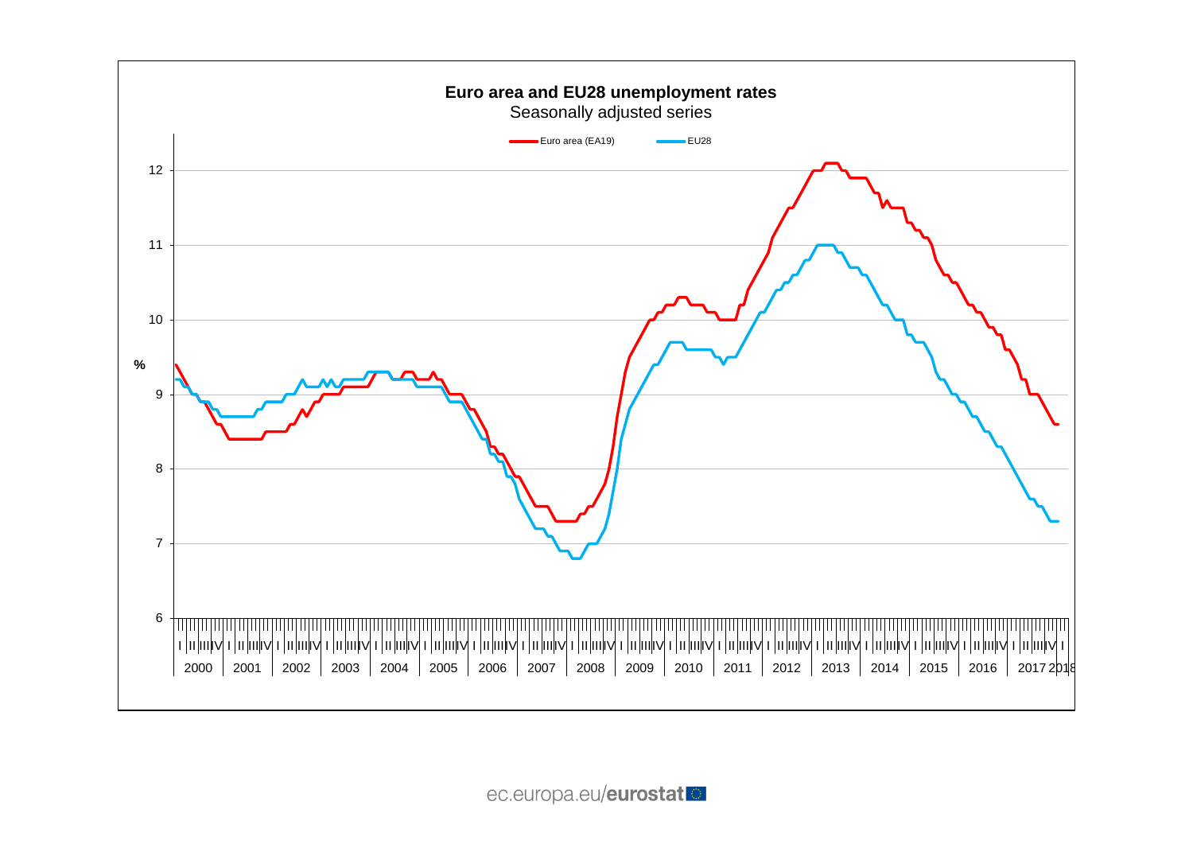**Euro area and EU28 unemployment rates**

Seasonally adjusted series

Euro area (EA19) — EU28

%

12, 11, 10, 9, 8, 7, 6

2000 2001 2002 2003 2004 2005 2006 2007 2008 2009 2010 2011 2012 2013 2014 2015 2016 2017 2018

ec.europa.eu/eurostat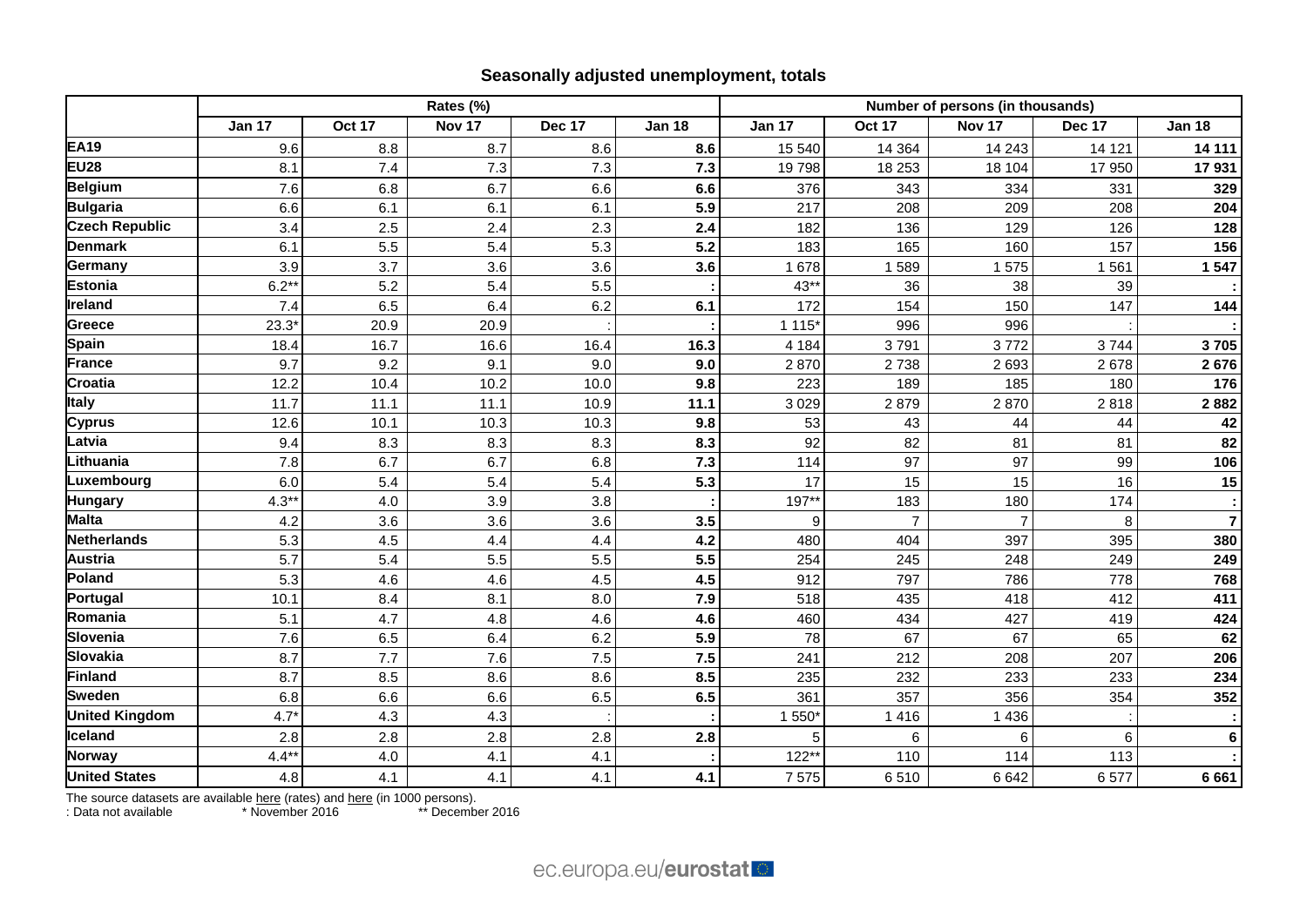## Seasonally adjusted unemployment, totals

| | Rates (%) | | | | | Number of persons (in thousands) | | | | |
|---|---|---|---|---|---|---|---|---|---|---|
| | Jan 17 | Oct 17 | Nov 17 | Dec 17 | Jan 18 | Jan 17 | Oct 17 | Nov 17 | Dec 17 | Jan 18 |
| **EA19** | 9.6 | 8.8 | 8.7 | 8.6 | **8.6** | 15 540 | 14 364 | 14 243 | 14 121 | **14 111** |
| **EU28** | 8.1 | 7.4 | 7.3 | 7.3 | **7.3** | 19 798 | 18 253 | 18 104 | 17 950 | **17 931** |
| **Belgium** | 7.6 | 6.8 | 6.7 | 6.6 | **6.6** | 376 | 343 | 334 | 331 | **329** |
| **Bulgaria** | 6.6 | 6.1 | 6.1 | 6.1 | **5.9** | 217 | 208 | 209 | 208 | **204** |
| **Czech Republic** | 3.4 | 2.5 | 2.4 | 2.3 | **2.4** | 182 | 136 | 129 | 126 | **128** |
| **Denmark** | 6.1 | 5.5 | 5.4 | 5.3 | **5.2** | 183 | 165 | 160 | 157 | **156** |
| **Germany** | 3.9 | 3.7 | 3.6 | 3.6 | **3.6** | 1 678 | 1 589 | 1 575 | 1 561 | **1 547** |
| **Estonia** | 6.2** | 5.2 | 5.4 | 5.5 | **:** | 43** | 36 | 38 | 39 | **:** |
| **Ireland** | 7.4 | 6.5 | 6.4 | 6.2 | **6.1** | 172 | 154 | 150 | 147 | **144** |
| **Greece** | 23.3* | 20.9 | 20.9 | : | **:** | 1 115* | 996 | 996 | : | **:** |
| **Spain** | 18.4 | 16.7 | 16.6 | 16.4 | **16.3** | 4 184 | 3 791 | 3 772 | 3 744 | **3 705** |
| **France** | 9.7 | 9.2 | 9.1 | 9.0 | **9.0** | 2 870 | 2 738 | 2 693 | 2 678 | **2 676** |
| **Croatia** | 12.2 | 10.4 | 10.2 | 10.0 | **9.8** | 223 | 189 | 185 | 180 | **176** |
| **Italy** | 11.7 | 11.1 | 11.1 | 10.9 | **11.1** | 3 029 | 2 879 | 2 870 | 2 818 | **2 882** |
| **Cyprus** | 12.6 | 10.1 | 10.3 | 10.3 | **9.8** | 53 | 43 | 44 | 44 | **42** |
| **Latvia** | 9.4 | 8.3 | 8.3 | 8.3 | **8.3** | 92 | 82 | 81 | 81 | **82** |
| **Lithuania** | 7.8 | 6.7 | 6.7 | 6.8 | **7.3** | 114 | 97 | 97 | 99 | **106** |
| **Luxembourg** | 6.0 | 5.4 | 5.4 | 5.4 | **5.3** | 17 | 15 | 15 | 16 | **15** |
| **Hungary** | 4.3** | 4.0 | 3.9 | 3.8 | **:** | 197** | 183 | 180 | 174 | **:** |
| **Malta** | 4.2 | 3.6 | 3.6 | 3.6 | **3.5** | 9 | 7 | 7 | 8 | **7** |
| **Netherlands** | 5.3 | 4.5 | 4.4 | 4.4 | **4.2** | 480 | 404 | 397 | 395 | **380** |
| **Austria** | 5.7 | 5.4 | 5.5 | 5.5 | **5.5** | 254 | 245 | 248 | 249 | **249** |
| **Poland** | 5.3 | 4.6 | 4.6 | 4.5 | **4.5** | 912 | 797 | 786 | 778 | **768** |
| **Portugal** | 10.1 | 8.4 | 8.1 | 8.0 | **7.9** | 518 | 435 | 418 | 412 | **411** |
| **Romania** | 5.1 | 4.7 | 4.8 | 4.6 | **4.6** | 460 | 434 | 427 | 419 | **424** |
| **Slovenia** | 7.6 | 6.5 | 6.4 | 6.2 | **5.9** | 78 | 67 | 67 | 65 | **62** |
| **Slovakia** | 8.7 | 7.7 | 7.6 | 7.5 | **7.5** | 241 | 212 | 208 | 207 | **206** |
| **Finland** | 8.7 | 8.5 | 8.6 | 8.6 | **8.5** | 235 | 232 | 233 | 233 | **234** |
| **Sweden** | 6.8 | 6.6 | 6.6 | 6.5 | **6.5** | 361 | 357 | 356 | 354 | **352** |
| **United Kingdom** | 4.7* | 4.3 | 4.3 | : | **:** | 1 550* | 1 416 | 1 436 | : | **:** |
| **Iceland** | 2.8 | 2.8 | 2.8 | 2.8 | **2.8** | 5 | 6 | 6 | 6 | **6** |
| **Norway** | 4.4** | 4.0 | 4.1 | 4.1 | **:** | 122** | 110 | 114 | 113 | **:** |
| **United States** | 4.8 | 4.1 | 4.1 | 4.1 | **4.1** | 7 575 | 6 510 | 6 642 | 6 577 | **6 661** |

The source datasets are available here (rates) and here (in 1000 persons).

: Data not available  * November 2016  ** December 2016

ec.europa.eu/eurostat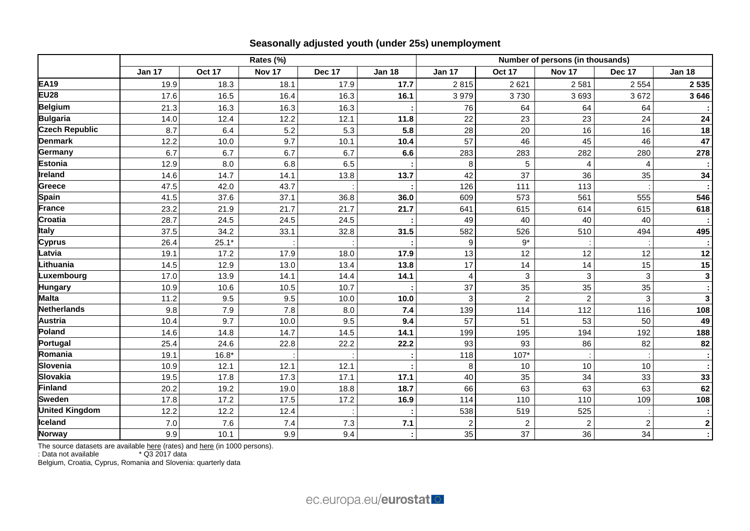# Seasonally adjusted youth (under 25s) unemployment

| | Rates (%) | | | | | Number of persons (in thousands) | | | | |
|---|---|---|---|---|---|---|---|---|---|---|
| | Jan 17 | Oct 17 | Nov 17 | Dec 17 | Jan 18 | Jan 17 | Oct 17 | Nov 17 | Dec 17 | Jan 18 |
| **EA19** | 19.9 | 18.3 | 18.1 | 17.9 | **17.7** | 2 815 | 2 621 | 2 581 | 2 554 | **2 535** |
| **EU28** | 17.6 | 16.5 | 16.4 | 16.3 | **16.1** | 3 979 | 3 730 | 3 693 | 3 672 | **3 646** |
| **Belgium** | 21.3 | 16.3 | 16.3 | 16.3 | **:** | 76 | 64 | 64 | 64 | **:** |
| **Bulgaria** | 14.0 | 12.4 | 12.2 | 12.1 | **11.8** | 22 | 23 | 23 | 24 | **24** |
| **Czech Republic** | 8.7 | 6.4 | 5.2 | 5.3 | **5.8** | 28 | 20 | 16 | 16 | **18** |
| **Denmark** | 12.2 | 10.0 | 9.7 | 10.1 | **10.4** | 57 | 46 | 45 | 46 | **47** |
| **Germany** | 6.7 | 6.7 | 6.7 | 6.7 | **6.6** | 283 | 283 | 282 | 280 | **278** |
| **Estonia** | 12.9 | 8.0 | 6.8 | 6.5 | **:** | 8 | 5 | 4 | 4 | **:** |
| **Ireland** | 14.6 | 14.7 | 14.1 | 13.8 | **13.7** | 42 | 37 | 36 | 35 | **34** |
| **Greece** | 47.5 | 42.0 | 43.7 | : | **:** | 126 | 111 | 113 | : | **:** |
| **Spain** | 41.5 | 37.6 | 37.1 | 36.8 | **36.0** | 609 | 573 | 561 | 555 | **546** |
| **France** | 23.2 | 21.9 | 21.7 | 21.7 | **21.7** | 641 | 615 | 614 | 615 | **618** |
| **Croatia** | 28.7 | 24.5 | 24.5 | 24.5 | **:** | 49 | 40 | 40 | 40 | **:** |
| **Italy** | 37.5 | 34.2 | 33.1 | 32.8 | **31.5** | 582 | 526 | 510 | 494 | **495** |
| **Cyprus** | 26.4 | 25.1* | : | : | **:** | 9 | 9* | : | : | **:** |
| **Latvia** | 19.1 | 17.2 | 17.9 | 18.0 | **17.9** | 13 | 12 | 12 | 12 | **12** |
| **Lithuania** | 14.5 | 12.9 | 13.0 | 13.4 | **13.8** | 17 | 14 | 14 | 15 | **15** |
| **Luxembourg** | 17.0 | 13.9 | 14.1 | 14.4 | **14.1** | 4 | 3 | 3 | 3 | **3** |
| **Hungary** | 10.9 | 10.6 | 10.5 | 10.7 | **:** | 37 | 35 | 35 | 35 | **:** |
| **Malta** | 11.2 | 9.5 | 9.5 | 10.0 | **10.0** | 3 | 2 | 2 | 3 | **3** |
| **Netherlands** | 9.8 | 7.9 | 7.8 | 8.0 | **7.4** | 139 | 114 | 112 | 116 | **108** |
| **Austria** | 10.4 | 9.7 | 10.0 | 9.5 | **9.4** | 57 | 51 | 53 | 50 | **49** |
| **Poland** | 14.6 | 14.8 | 14.7 | 14.5 | **14.1** | 199 | 195 | 194 | 192 | **188** |
| **Portugal** | 25.4 | 24.6 | 22.8 | 22.2 | **22.2** | 93 | 93 | 86 | 82 | **82** |
| **Romania** | 19.1 | 16.8* | : | : | **:** | 118 | 107* | : | : | **:** |
| **Slovenia** | 10.9 | 12.1 | 12.1 | 12.1 | **:** | 8 | 10 | 10 | 10 | **:** |
| **Slovakia** | 19.5 | 17.8 | 17.3 | 17.1 | **17.1** | 40 | 35 | 34 | 33 | **33** |
| **Finland** | 20.2 | 19.2 | 19.0 | 18.8 | **18.7** | 66 | 63 | 63 | 63 | **62** |
| **Sweden** | 17.8 | 17.2 | 17.5 | 17.2 | **16.9** | 114 | 110 | 110 | 109 | **108** |
| **United Kingdom** | 12.2 | 12.2 | 12.4 | : | **:** | 538 | 519 | 525 | : | **:** |
| **Iceland** | 7.0 | 7.6 | 7.4 | 7.3 | **7.1** | 2 | 2 | 2 | 2 | **2** |
| **Norway** | 9.9 | 10.1 | 9.9 | 9.4 | **:** | 35 | 37 | 36 | 34 | **:** |

The source datasets are available here (rates) and here (in 1000 persons).

: Data not available * Q3 2017 data

Belgium, Croatia, Cyprus, Romania and Slovenia: quarterly data

ec.europa.eu/eurostat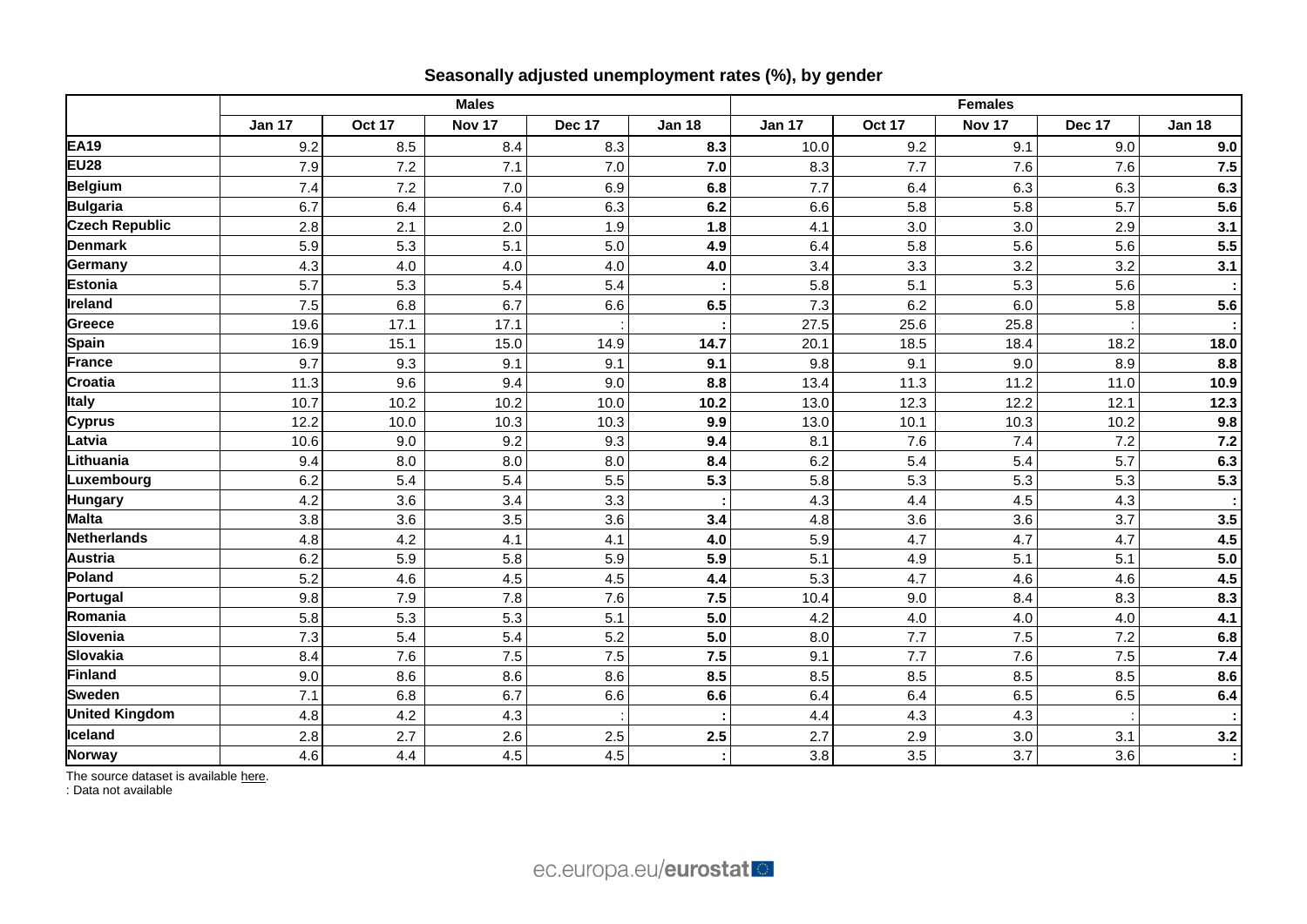## Seasonally adjusted unemployment rates (%), by gender

| | Males | | | | | Females | | | | |
|---|---|---|---|---|---|---|---|---|---|---|
| | Jan 17 | Oct 17 | Nov 17 | Dec 17 | Jan 18 | Jan 17 | Oct 17 | Nov 17 | Dec 17 | Jan 18 |
| **EA19** | 9.2 | 8.5 | 8.4 | 8.3 | **8.3** | 10.0 | 9.2 | 9.1 | 9.0 | **9.0** |
| **EU28** | 7.9 | 7.2 | 7.1 | 7.0 | **7.0** | 8.3 | 7.7 | 7.6 | 7.6 | **7.5** |
| **Belgium** | 7.4 | 7.2 | 7.0 | 6.9 | **6.8** | 7.7 | 6.4 | 6.3 | 6.3 | **6.3** |
| **Bulgaria** | 6.7 | 6.4 | 6.4 | 6.3 | **6.2** | 6.6 | 5.8 | 5.8 | 5.7 | **5.6** |
| **Czech Republic** | 2.8 | 2.1 | 2.0 | 1.9 | **1.8** | 4.1 | 3.0 | 3.0 | 2.9 | **3.1** |
| **Denmark** | 5.9 | 5.3 | 5.1 | 5.0 | **4.9** | 6.4 | 5.8 | 5.6 | 5.6 | **5.5** |
| **Germany** | 4.3 | 4.0 | 4.0 | 4.0 | **4.0** | 3.4 | 3.3 | 3.2 | 3.2 | **3.1** |
| **Estonia** | 5.7 | 5.3 | 5.4 | 5.4 | **:** | 5.8 | 5.1 | 5.3 | 5.6 | **:** |
| **Ireland** | 7.5 | 6.8 | 6.7 | 6.6 | **6.5** | 7.3 | 6.2 | 6.0 | 5.8 | **5.6** |
| **Greece** | 19.6 | 17.1 | 17.1 | : | **:** | 27.5 | 25.6 | 25.8 | : | **:** |
| **Spain** | 16.9 | 15.1 | 15.0 | 14.9 | **14.7** | 20.1 | 18.5 | 18.4 | 18.2 | **18.0** |
| **France** | 9.7 | 9.3 | 9.1 | 9.1 | **9.1** | 9.8 | 9.1 | 9.0 | 8.9 | **8.8** |
| **Croatia** | 11.3 | 9.6 | 9.4 | 9.0 | **8.8** | 13.4 | 11.3 | 11.2 | 11.0 | **10.9** |
| **Italy** | 10.7 | 10.2 | 10.2 | 10.0 | **10.2** | 13.0 | 12.3 | 12.2 | 12.1 | **12.3** |
| **Cyprus** | 12.2 | 10.0 | 10.3 | 10.3 | **9.9** | 13.0 | 10.1 | 10.3 | 10.2 | **9.8** |
| **Latvia** | 10.6 | 9.0 | 9.2 | 9.3 | **9.4** | 8.1 | 7.6 | 7.4 | 7.2 | **7.2** |
| **Lithuania** | 9.4 | 8.0 | 8.0 | 8.0 | **8.4** | 6.2 | 5.4 | 5.4 | 5.7 | **6.3** |
| **Luxembourg** | 6.2 | 5.4 | 5.4 | 5.5 | **5.3** | 5.8 | 5.3 | 5.3 | 5.3 | **5.3** |
| **Hungary** | 4.2 | 3.6 | 3.4 | 3.3 | **:** | 4.3 | 4.4 | 4.5 | 4.3 | **:** |
| **Malta** | 3.8 | 3.6 | 3.5 | 3.6 | **3.4** | 4.8 | 3.6 | 3.6 | 3.7 | **3.5** |
| **Netherlands** | 4.8 | 4.2 | 4.1 | 4.1 | **4.0** | 5.9 | 4.7 | 4.7 | 4.7 | **4.5** |
| **Austria** | 6.2 | 5.9 | 5.8 | 5.9 | **5.9** | 5.1 | 4.9 | 5.1 | 5.1 | **5.0** |
| **Poland** | 5.2 | 4.6 | 4.5 | 4.5 | **4.4** | 5.3 | 4.7 | 4.6 | 4.6 | **4.5** |
| **Portugal** | 9.8 | 7.9 | 7.8 | 7.6 | **7.5** | 10.4 | 9.0 | 8.4 | 8.3 | **8.3** |
| **Romania** | 5.8 | 5.3 | 5.3 | 5.1 | **5.0** | 4.2 | 4.0 | 4.0 | 4.0 | **4.1** |
| **Slovenia** | 7.3 | 5.4 | 5.4 | 5.2 | **5.0** | 8.0 | 7.7 | 7.5 | 7.2 | **6.8** |
| **Slovakia** | 8.4 | 7.6 | 7.5 | 7.5 | **7.5** | 9.1 | 7.7 | 7.6 | 7.5 | **7.4** |
| **Finland** | 9.0 | 8.6 | 8.6 | 8.6 | **8.5** | 8.5 | 8.5 | 8.5 | 8.5 | **8.6** |
| **Sweden** | 7.1 | 6.8 | 6.7 | 6.6 | **6.6** | 6.4 | 6.4 | 6.5 | 6.5 | **6.4** |
| **United Kingdom** | 4.8 | 4.2 | 4.3 | : | **:** | 4.4 | 4.3 | 4.3 | : | **:** |
| **Iceland** | 2.8 | 2.7 | 2.6 | 2.5 | **2.5** | 2.7 | 2.9 | 3.0 | 3.1 | **3.2** |
| **Norway** | 4.6 | 4.4 | 4.5 | 4.5 | **:** | 3.8 | 3.5 | 3.7 | 3.6 | **:** |

The source dataset is available here.

: Data not available